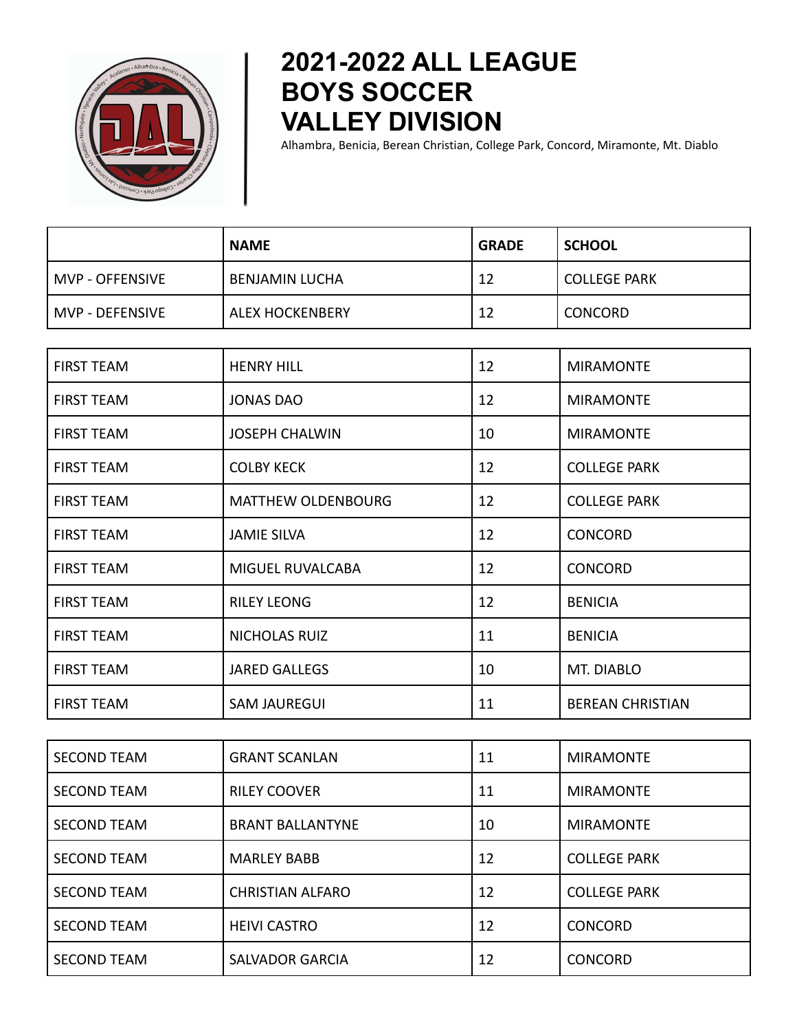# 2021-2022 ALL LEAGUE BOYS SOCCER VALLEY DIVISION

Alhambra, Benicia, Berean Christian, College Park, Concord, Miramonte, Mt. Diablo

| | NAME | GRADE | SCHOOL |
|---|---|---|---|
| MVP - OFFENSIVE | BENJAMIN LUCHA | 12 | COLLEGE PARK |
| MVP - DEFENSIVE | ALEX HOCKENBERY | 12 | CONCORD |

| | | | |
|---|---|---|---|
| FIRST TEAM | HENRY HILL | 12 | MIRAMONTE |
| FIRST TEAM | JONAS DAO | 12 | MIRAMONTE |
| FIRST TEAM | JOSEPH CHALWIN | 10 | MIRAMONTE |
| FIRST TEAM | COLBY KECK | 12 | COLLEGE PARK |
| FIRST TEAM | MATTHEW OLDENBOURG | 12 | COLLEGE PARK |
| FIRST TEAM | JAMIE SILVA | 12 | CONCORD |
| FIRST TEAM | MIGUEL RUVALCABA | 12 | CONCORD |
| FIRST TEAM | RILEY LEONG | 12 | BENICIA |
| FIRST TEAM | NICHOLAS RUIZ | 11 | BENICIA |
| FIRST TEAM | JARED GALLEGS | 10 | MT. DIABLO |
| FIRST TEAM | SAM JAUREGUI | 11 | BEREAN CHRISTIAN |

| | | | |
|---|---|---|---|
| SECOND TEAM | GRANT SCANLAN | 11 | MIRAMONTE |
| SECOND TEAM | RILEY COOVER | 11 | MIRAMONTE |
| SECOND TEAM | BRANT BALLANTYNE | 10 | MIRAMONTE |
| SECOND TEAM | MARLEY BABB | 12 | COLLEGE PARK |
| SECOND TEAM | CHRISTIAN ALFARO | 12 | COLLEGE PARK |
| SECOND TEAM | HEIVI CASTRO | 12 | CONCORD |
| SECOND TEAM | SALVADOR GARCIA | 12 | CONCORD |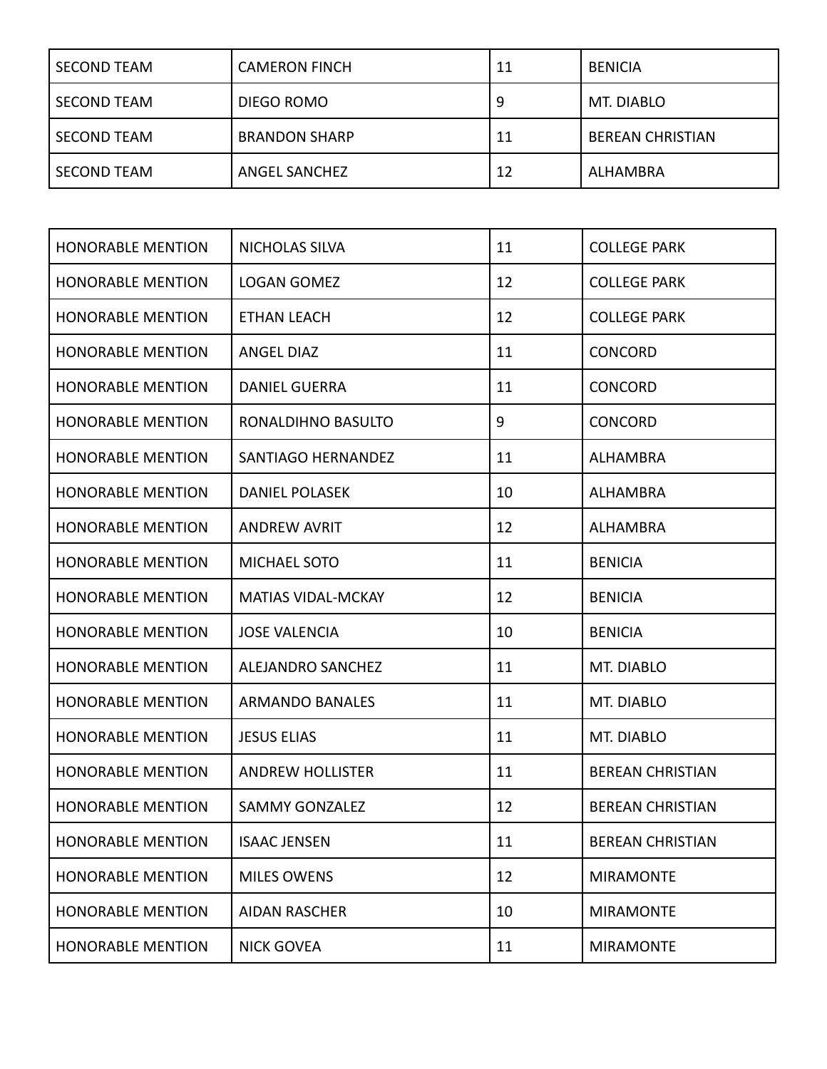| | | | |
|---|---|---|---|
| SECOND TEAM | CAMERON FINCH | 11 | BENICIA |
| SECOND TEAM | DIEGO ROMO | 9 | MT. DIABLO |
| SECOND TEAM | BRANDON SHARP | 11 | BEREAN CHRISTIAN |
| SECOND TEAM | ANGEL SANCHEZ | 12 | ALHAMBRA |

| | | | |
|---|---|---|---|
| HONORABLE MENTION | NICHOLAS SILVA | 11 | COLLEGE PARK |
| HONORABLE MENTION | LOGAN GOMEZ | 12 | COLLEGE PARK |
| HONORABLE MENTION | ETHAN LEACH | 12 | COLLEGE PARK |
| HONORABLE MENTION | ANGEL DIAZ | 11 | CONCORD |
| HONORABLE MENTION | DANIEL GUERRA | 11 | CONCORD |
| HONORABLE MENTION | RONALDIHNO BASULTO | 9 | CONCORD |
| HONORABLE MENTION | SANTIAGO HERNANDEZ | 11 | ALHAMBRA |
| HONORABLE MENTION | DANIEL POLASEK | 10 | ALHAMBRA |
| HONORABLE MENTION | ANDREW AVRIT | 12 | ALHAMBRA |
| HONORABLE MENTION | MICHAEL SOTO | 11 | BENICIA |
| HONORABLE MENTION | MATIAS VIDAL-MCKAY | 12 | BENICIA |
| HONORABLE MENTION | JOSE VALENCIA | 10 | BENICIA |
| HONORABLE MENTION | ALEJANDRO SANCHEZ | 11 | MT. DIABLO |
| HONORABLE MENTION | ARMANDO BANALES | 11 | MT. DIABLO |
| HONORABLE MENTION | JESUS ELIAS | 11 | MT. DIABLO |
| HONORABLE MENTION | ANDREW HOLLISTER | 11 | BEREAN CHRISTIAN |
| HONORABLE MENTION | SAMMY GONZALEZ | 12 | BEREAN CHRISTIAN |
| HONORABLE MENTION | ISAAC JENSEN | 11 | BEREAN CHRISTIAN |
| HONORABLE MENTION | MILES OWENS | 12 | MIRAMONTE |
| HONORABLE MENTION | AIDAN RASCHER | 10 | MIRAMONTE |
| HONORABLE MENTION | NICK GOVEA | 11 | MIRAMONTE |